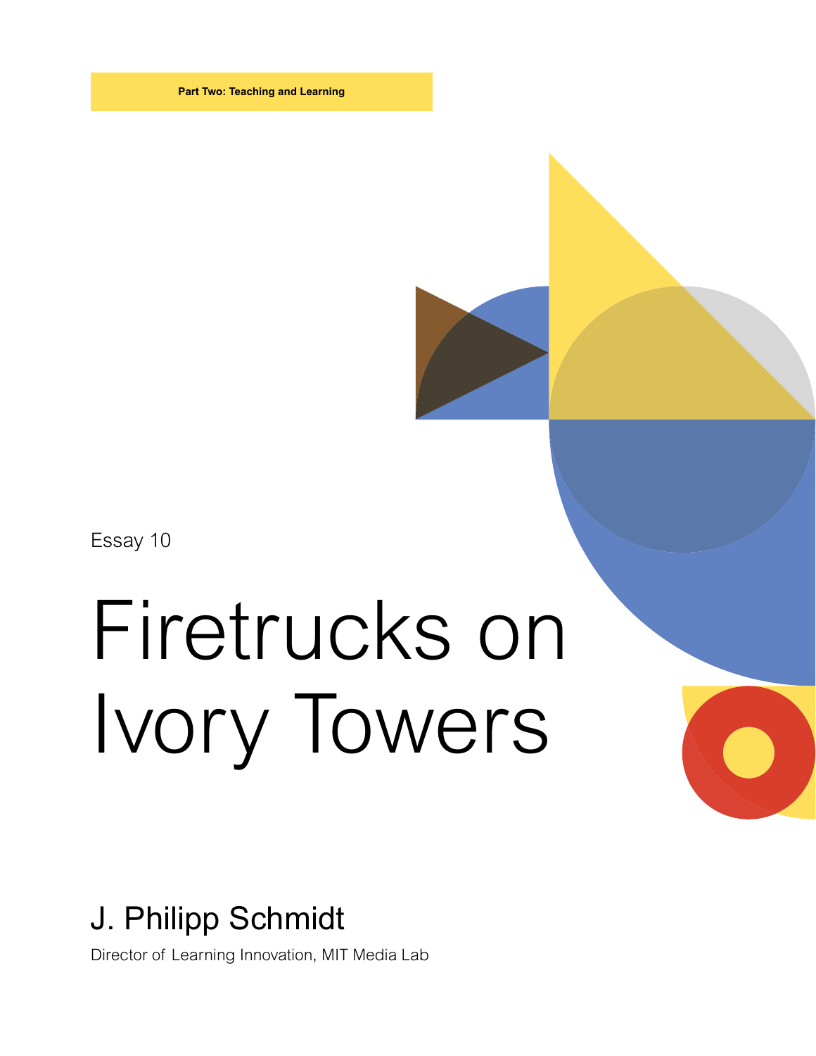**Part Two: Teaching and Learning**

Essay 10

# Firetrucks on Ivory Towers

## J. Philipp Schmidt

Director of Learning Innovation, MIT Media Lab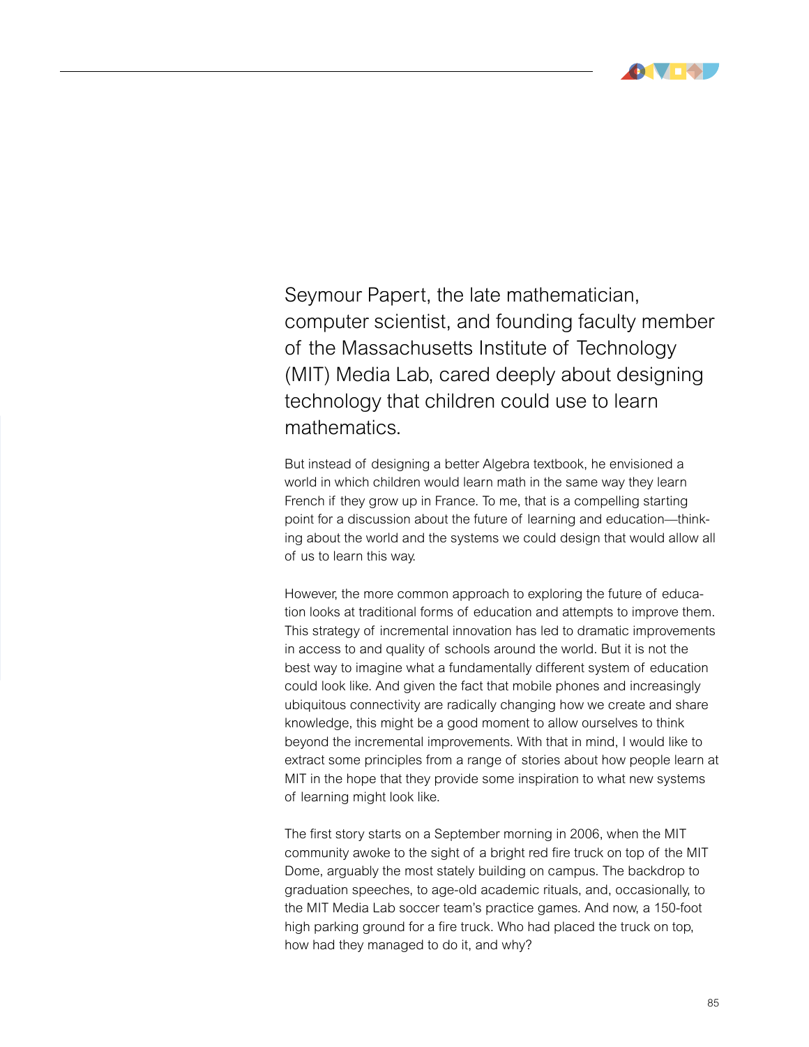Seymour Papert, the late mathematician, computer scientist, and founding faculty member of the Massachusetts Institute of Technology (MIT) Media Lab, cared deeply about designing technology that children could use to learn mathematics.

But instead of designing a better Algebra textbook, he envisioned a world in which children would learn math in the same way they learn French if they grow up in France. To me, that is a compelling starting point for a discussion about the future of learning and education—thinking about the world and the systems we could design that would allow all of us to learn this way.

However, the more common approach to exploring the future of education looks at traditional forms of education and attempts to improve them. This strategy of incremental innovation has led to dramatic improvements in access to and quality of schools around the world. But it is not the best way to imagine what a fundamentally different system of education could look like. And given the fact that mobile phones and increasingly ubiquitous connectivity are radically changing how we create and share knowledge, this might be a good moment to allow ourselves to think beyond the incremental improvements. With that in mind, I would like to extract some principles from a range of stories about how people learn at MIT in the hope that they provide some inspiration to what new systems of learning might look like.

The first story starts on a September morning in 2006, when the MIT community awoke to the sight of a bright red fire truck on top of the MIT Dome, arguably the most stately building on campus. The backdrop to graduation speeches, to age-old academic rituals, and, occasionally, to the MIT Media Lab soccer team's practice games. And now, a 150-foot high parking ground for a fire truck. Who had placed the truck on top, how had they managed to do it, and why?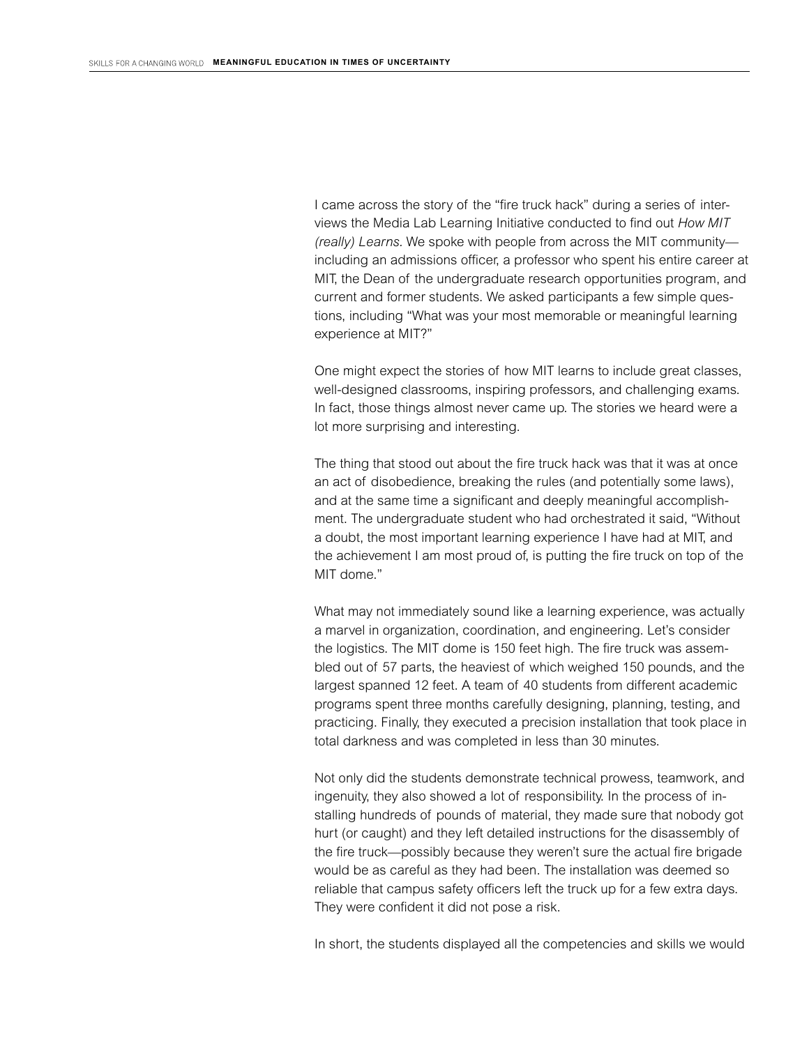I came across the story of the "fire truck hack" during a series of interviews the Media Lab Learning Initiative conducted to find out *How MIT (really) Learns*. We spoke with people from across the MIT community—including an admissions officer, a professor who spent his entire career at MIT, the Dean of the undergraduate research opportunities program, and current and former students. We asked participants a few simple questions, including "What was your most memorable or meaningful learning experience at MIT?"

One might expect the stories of how MIT learns to include great classes, well-designed classrooms, inspiring professors, and challenging exams. In fact, those things almost never came up. The stories we heard were a lot more surprising and interesting.

The thing that stood out about the fire truck hack was that it was at once an act of disobedience, breaking the rules (and potentially some laws), and at the same time a significant and deeply meaningful accomplishment. The undergraduate student who had orchestrated it said, "Without a doubt, the most important learning experience I have had at MIT, and the achievement I am most proud of, is putting the fire truck on top of the MIT dome."

What may not immediately sound like a learning experience, was actually a marvel in organization, coordination, and engineering. Let's consider the logistics. The MIT dome is 150 feet high. The fire truck was assembled out of 57 parts, the heaviest of which weighed 150 pounds, and the largest spanned 12 feet. A team of 40 students from different academic programs spent three months carefully designing, planning, testing, and practicing. Finally, they executed a precision installation that took place in total darkness and was completed in less than 30 minutes.

Not only did the students demonstrate technical prowess, teamwork, and ingenuity, they also showed a lot of responsibility. In the process of installing hundreds of pounds of material, they made sure that nobody got hurt (or caught) and they left detailed instructions for the disassembly of the fire truck—possibly because they weren't sure the actual fire brigade would be as careful as they had been. The installation was deemed so reliable that campus safety officers left the truck up for a few extra days. They were confident it did not pose a risk.

In short, the students displayed all the competencies and skills we would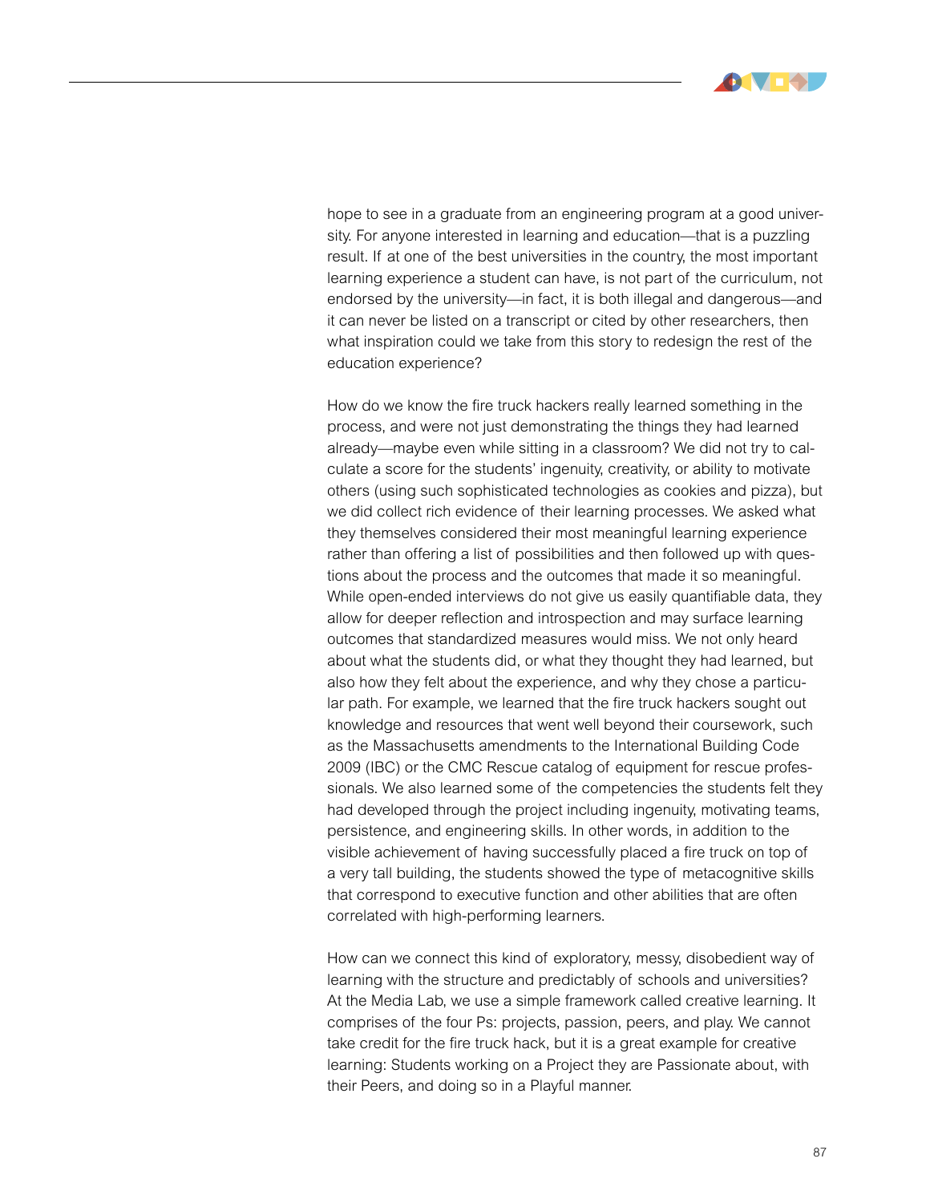hope to see in a graduate from an engineering program at a good university. For anyone interested in learning and education—that is a puzzling result. If at one of the best universities in the country, the most important learning experience a student can have, is not part of the curriculum, not endorsed by the university—in fact, it is both illegal and dangerous—and it can never be listed on a transcript or cited by other researchers, then what inspiration could we take from this story to redesign the rest of the education experience?

How do we know the fire truck hackers really learned something in the process, and were not just demonstrating the things they had learned already—maybe even while sitting in a classroom? We did not try to calculate a score for the students' ingenuity, creativity, or ability to motivate others (using such sophisticated technologies as cookies and pizza), but we did collect rich evidence of their learning processes. We asked what they themselves considered their most meaningful learning experience rather than offering a list of possibilities and then followed up with questions about the process and the outcomes that made it so meaningful. While open-ended interviews do not give us easily quantifiable data, they allow for deeper reflection and introspection and may surface learning outcomes that standardized measures would miss. We not only heard about what the students did, or what they thought they had learned, but also how they felt about the experience, and why they chose a particular path. For example, we learned that the fire truck hackers sought out knowledge and resources that went well beyond their coursework, such as the Massachusetts amendments to the International Building Code 2009 (IBC) or the CMC Rescue catalog of equipment for rescue professionals. We also learned some of the competencies the students felt they had developed through the project including ingenuity, motivating teams, persistence, and engineering skills. In other words, in addition to the visible achievement of having successfully placed a fire truck on top of a very tall building, the students showed the type of metacognitive skills that correspond to executive function and other abilities that are often correlated with high-performing learners.

How can we connect this kind of exploratory, messy, disobedient way of learning with the structure and predictably of schools and universities? At the Media Lab, we use a simple framework called creative learning. It comprises of the four Ps: projects, passion, peers, and play. We cannot take credit for the fire truck hack, but it is a great example for creative learning: Students working on a Project they are Passionate about, with their Peers, and doing so in a Playful manner.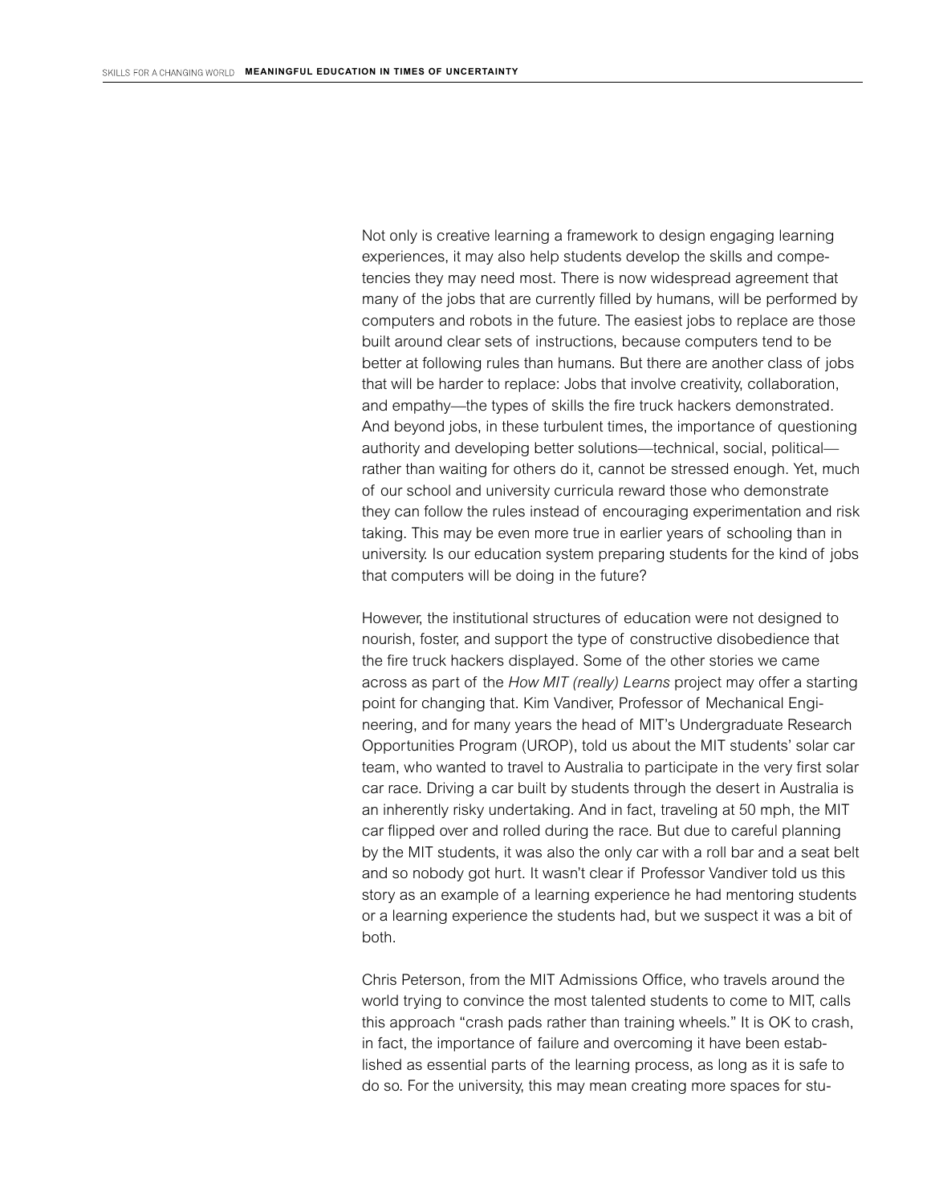Not only is creative learning a framework to design engaging learning experiences, it may also help students develop the skills and competencies they may need most. There is now widespread agreement that many of the jobs that are currently filled by humans, will be performed by computers and robots in the future. The easiest jobs to replace are those built around clear sets of instructions, because computers tend to be better at following rules than humans. But there are another class of jobs that will be harder to replace: Jobs that involve creativity, collaboration, and empathy—the types of skills the fire truck hackers demonstrated. And beyond jobs, in these turbulent times, the importance of questioning authority and developing better solutions—technical, social, political—rather than waiting for others do it, cannot be stressed enough. Yet, much of our school and university curricula reward those who demonstrate they can follow the rules instead of encouraging experimentation and risk taking. This may be even more true in earlier years of schooling than in university. Is our education system preparing students for the kind of jobs that computers will be doing in the future?

However, the institutional structures of education were not designed to nourish, foster, and support the type of constructive disobedience that the fire truck hackers displayed. Some of the other stories we came across as part of the *How MIT (really) Learns* project may offer a starting point for changing that. Kim Vandiver, Professor of Mechanical Engineering, and for many years the head of MIT's Undergraduate Research Opportunities Program (UROP), told us about the MIT students' solar car team, who wanted to travel to Australia to participate in the very first solar car race. Driving a car built by students through the desert in Australia is an inherently risky undertaking. And in fact, traveling at 50 mph, the MIT car flipped over and rolled during the race. But due to careful planning by the MIT students, it was also the only car with a roll bar and a seat belt and so nobody got hurt. It wasn't clear if Professor Vandiver told us this story as an example of a learning experience he had mentoring students or a learning experience the students had, but we suspect it was a bit of both.

Chris Peterson, from the MIT Admissions Office, who travels around the world trying to convince the most talented students to come to MIT, calls this approach "crash pads rather than training wheels." It is OK to crash, in fact, the importance of failure and overcoming it have been established as essential parts of the learning process, as long as it is safe to do so. For the university, this may mean creating more spaces for stu-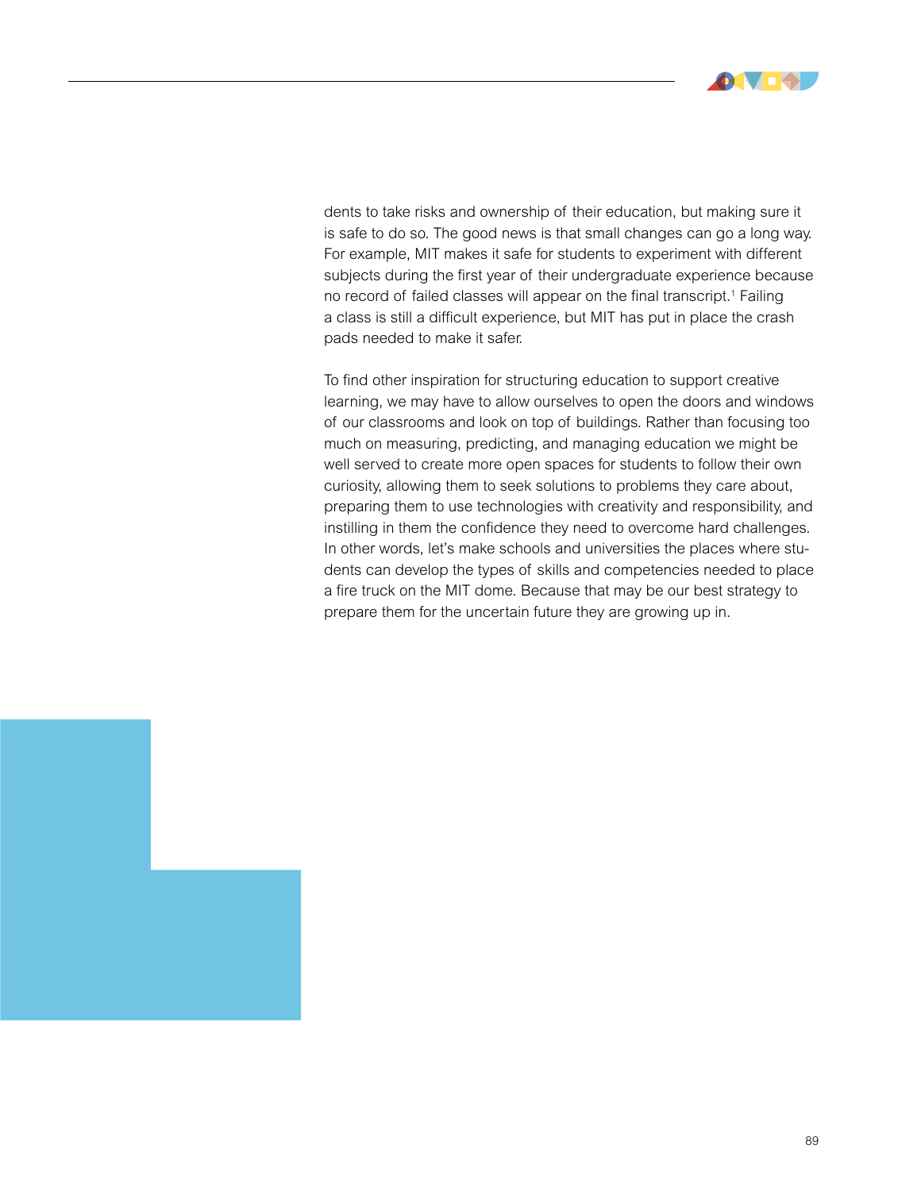dents to take risks and ownership of their education, but making sure it is safe to do so. The good news is that small changes can go a long way. For example, MIT makes it safe for students to experiment with different subjects during the first year of their undergraduate experience because no record of failed classes will appear on the final transcript.[1] Failing a class is still a difficult experience, but MIT has put in place the crash pads needed to make it safer.

To find other inspiration for structuring education to support creative learning, we may have to allow ourselves to open the doors and windows of our classrooms and look on top of buildings. Rather than focusing too much on measuring, predicting, and managing education we might be well served to create more open spaces for students to follow their own curiosity, allowing them to seek solutions to problems they care about, preparing them to use technologies with creativity and responsibility, and instilling in them the confidence they need to overcome hard challenges. In other words, let's make schools and universities the places where students can develop the types of skills and competencies needed to place a fire truck on the MIT dome. Because that may be our best strategy to prepare them for the uncertain future they are growing up in.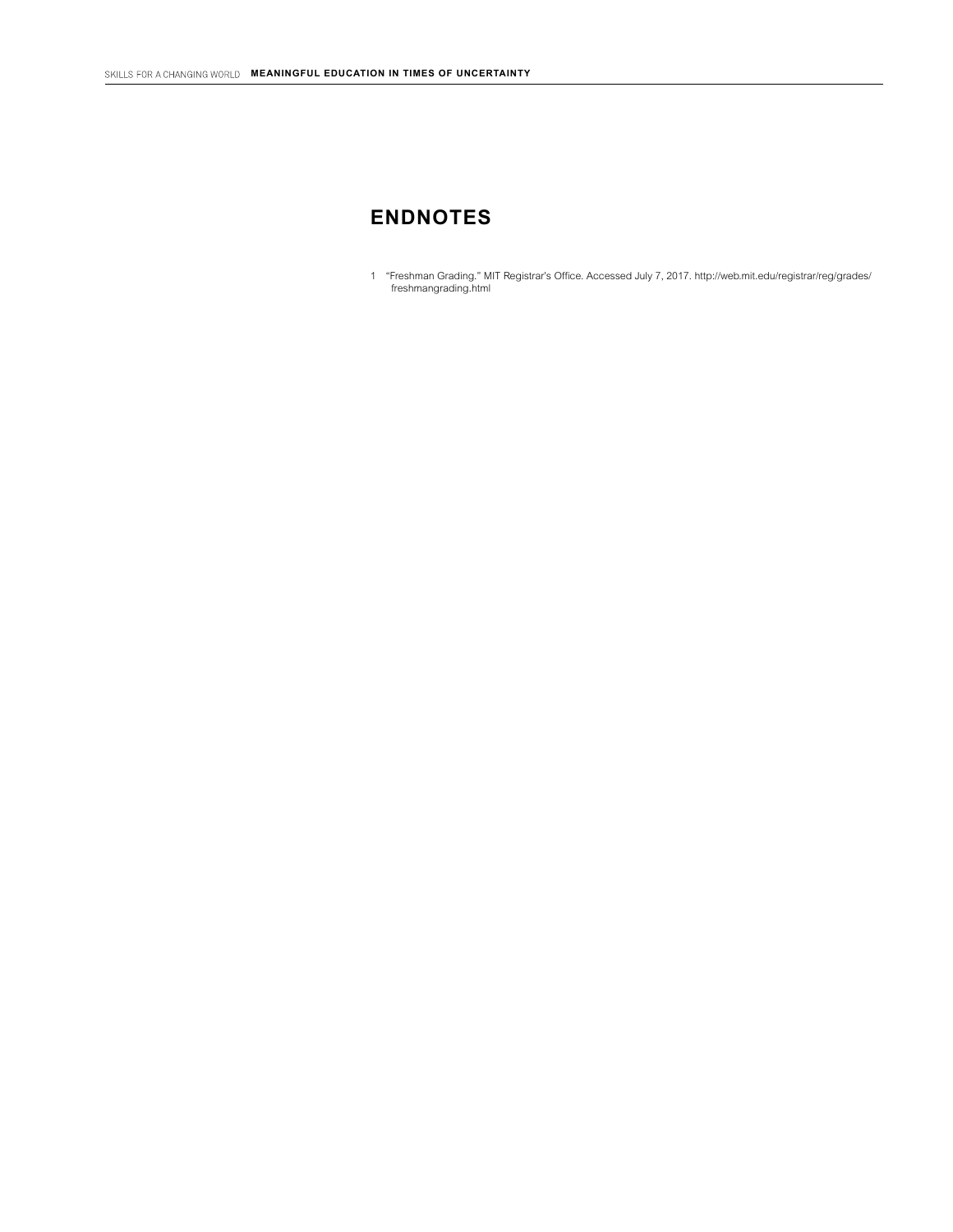## ENDNOTES

1 "Freshman Grading." MIT Registrar's Office. Accessed July 7, 2017. http://web.mit.edu/registrar/reg/grades/freshmangrading.html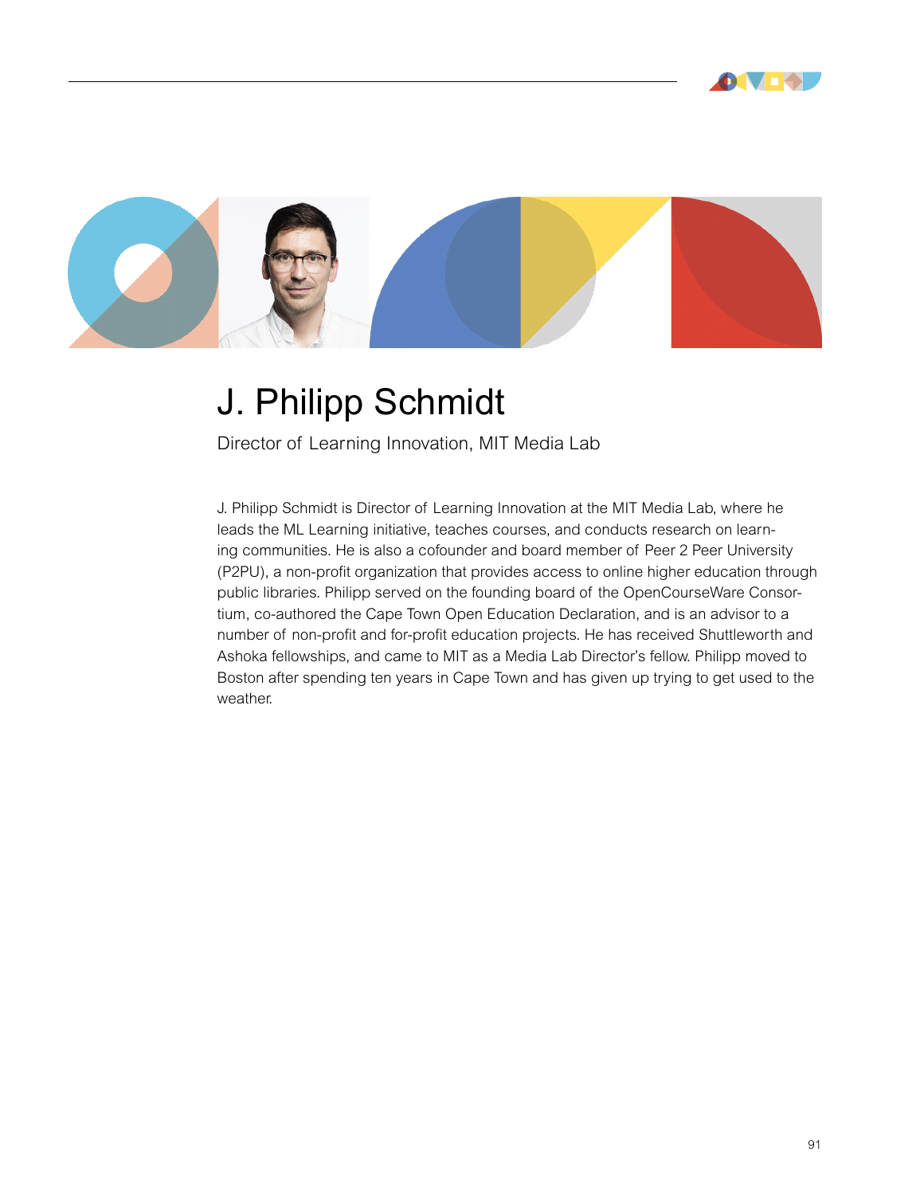# J. Philipp Schmidt

Director of Learning Innovation, MIT Media Lab

J. Philipp Schmidt is Director of Learning Innovation at the MIT Media Lab, where he leads the ML Learning initiative, teaches courses, and conducts research on learning communities. He is also a cofounder and board member of Peer 2 Peer University (P2PU), a non-profit organization that provides access to online higher education through public libraries. Philipp served on the founding board of the OpenCourseWare Consortium, co-authored the Cape Town Open Education Declaration, and is an advisor to a number of non-profit and for-profit education projects. He has received Shuttleworth and Ashoka fellowships, and came to MIT as a Media Lab Director's fellow. Philipp moved to Boston after spending ten years in Cape Town and has given up trying to get used to the weather.